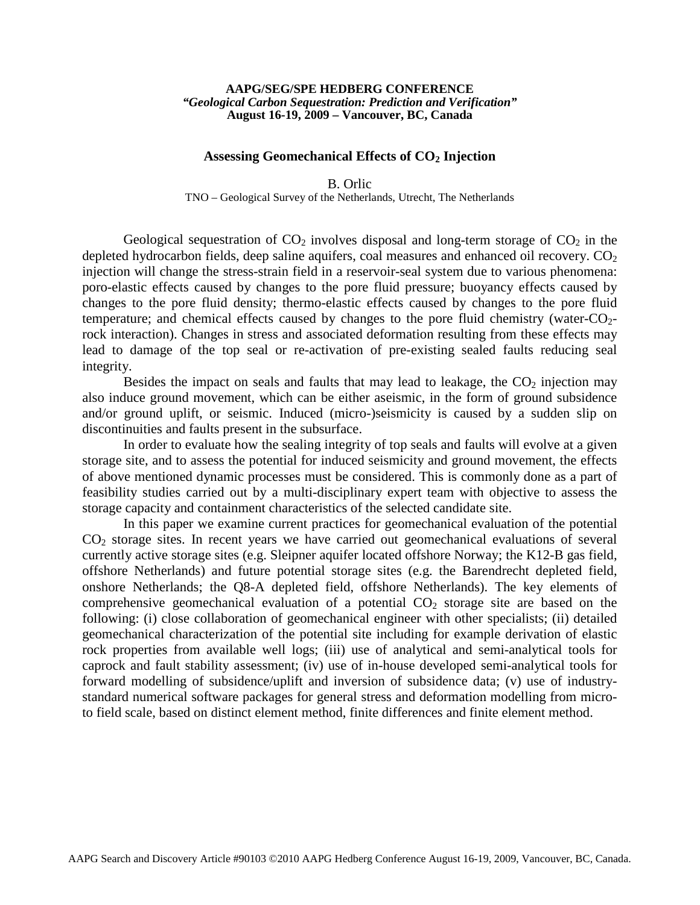**AAPG/SEG/SPE HEDBERG CONFERENCE**
***"Geological Carbon Sequestration: Prediction and Verification"***
**August 16-19, 2009 – Vancouver, BC, Canada**

# Assessing Geomechanical Effects of $CO_2$ Injection

B. Orlic

TNO – Geological Survey of the Netherlands, Utrecht, The Netherlands

Geological sequestration of $CO_2$ involves disposal and long-term storage of $CO_2$ in the depleted hydrocarbon fields, deep saline aquifers, coal measures and enhanced oil recovery. $CO_2$ injection will change the stress-strain field in a reservoir-seal system due to various phenomena: poro-elastic effects caused by changes to the pore fluid pressure; buoyancy effects caused by changes to the pore fluid density; thermo-elastic effects caused by changes to the pore fluid temperature; and chemical effects caused by changes to the pore fluid chemistry (water-$CO_2$-rock interaction). Changes in stress and associated deformation resulting from these effects may lead to damage of the top seal or re-activation of pre-existing sealed faults reducing seal integrity.

Besides the impact on seals and faults that may lead to leakage, the $CO_2$ injection may also induce ground movement, which can be either aseismic, in the form of ground subsidence and/or ground uplift, or seismic. Induced (micro-)seismicity is caused by a sudden slip on discontinuities and faults present in the subsurface.

In order to evaluate how the sealing integrity of top seals and faults will evolve at a given storage site, and to assess the potential for induced seismicity and ground movement, the effects of above mentioned dynamic processes must be considered. This is commonly done as a part of feasibility studies carried out by a multi-disciplinary expert team with objective to assess the storage capacity and containment characteristics of the selected candidate site.

In this paper we examine current practices for geomechanical evaluation of the potential $CO_2$ storage sites. In recent years we have carried out geomechanical evaluations of several currently active storage sites (e.g. Sleipner aquifer located offshore Norway; the K12-B gas field, offshore Netherlands) and future potential storage sites (e.g. the Barendrecht depleted field, onshore Netherlands; the Q8-A depleted field, offshore Netherlands). The key elements of comprehensive geomechanical evaluation of a potential $CO_2$ storage site are based on the following: (i) close collaboration of geomechanical engineer with other specialists; (ii) detailed geomechanical characterization of the potential site including for example derivation of elastic rock properties from available well logs; (iii) use of analytical and semi-analytical tools for caprock and fault stability assessment; (iv) use of in-house developed semi-analytical tools for forward modelling of subsidence/uplift and inversion of subsidence data; (v) use of industry-standard numerical software packages for general stress and deformation modelling from micro- to field scale, based on distinct element method, finite differences and finite element method.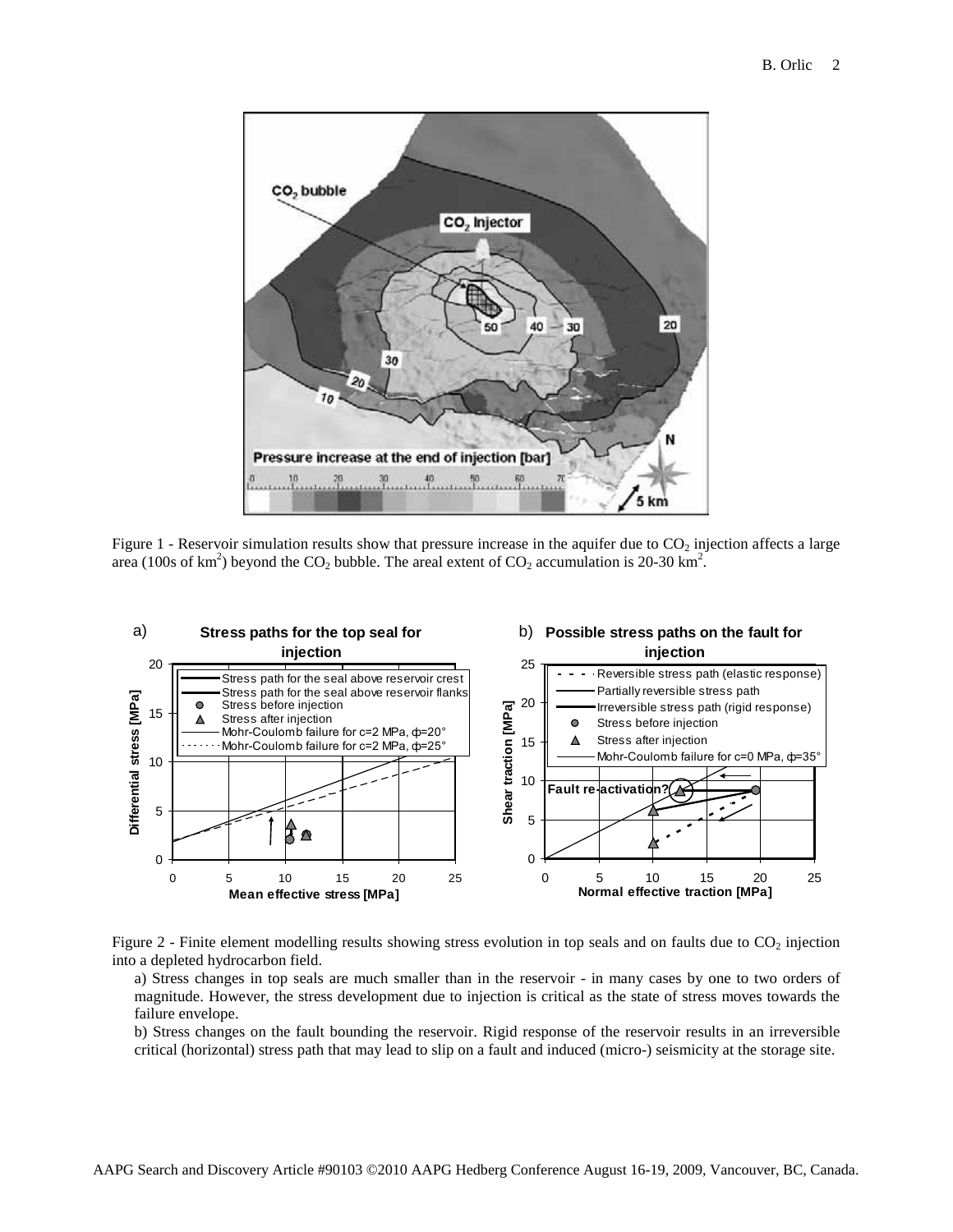CO$_2$ bubble

CO$_2$ Injector

50
40
30
20
30
20
10

Pressure increase at the end of injection [bar]

0 10 20 30 40 50 60 70

N

5 km

Figure 1 - Reservoir simulation results show that pressure increase in the aquifer due to $CO_2$ injection affects a large area (100s of km$^2$) beyond the $CO_2$ bubble. The areal extent of $CO_2$ accumulation is 20-30 km$^2$.

a) Stress paths for the top seal for injection

Stress path for the seal above reservoir crest
Stress path for the seal above reservoir flanks
Stress before injection
Stress after injection
Mohr-Coulomb failure for c=2 MPa, ϕ=20°
Mohr-Coulomb failure for c=2 MPa, ϕ=25°

Differential stress [MPa]

0
5
10
15
20

0 5 10 15 20 25

Mean effective stress [MPa]

b) Possible stress paths on the fault for injection

Reversible stress path (elastic response)
Partially reversible stress path
Irreversible stress path (rigid response)
Stress before injection
Stress after injection
Mohr-Coulomb failure for c=0 MPa, ϕ=35°

Fault re-activation?

Shear traction [MPa]

0
5
10
15
20
25

0 5 10 15 20 25

Normal effective traction [MPa]

Figure 2 - Finite element modelling results showing stress evolution in top seals and on faults due to $CO_2$ injection into a depleted hydrocarbon field.

a) Stress changes in top seals are much smaller than in the reservoir - in many cases by one to two orders of magnitude. However, the stress development due to injection is critical as the state of stress moves towards the failure envelope.

b) Stress changes on the fault bounding the reservoir. Rigid response of the reservoir results in an irreversible critical (horizontal) stress path that may lead to slip on a fault and induced (micro-) seismicity at the storage site.